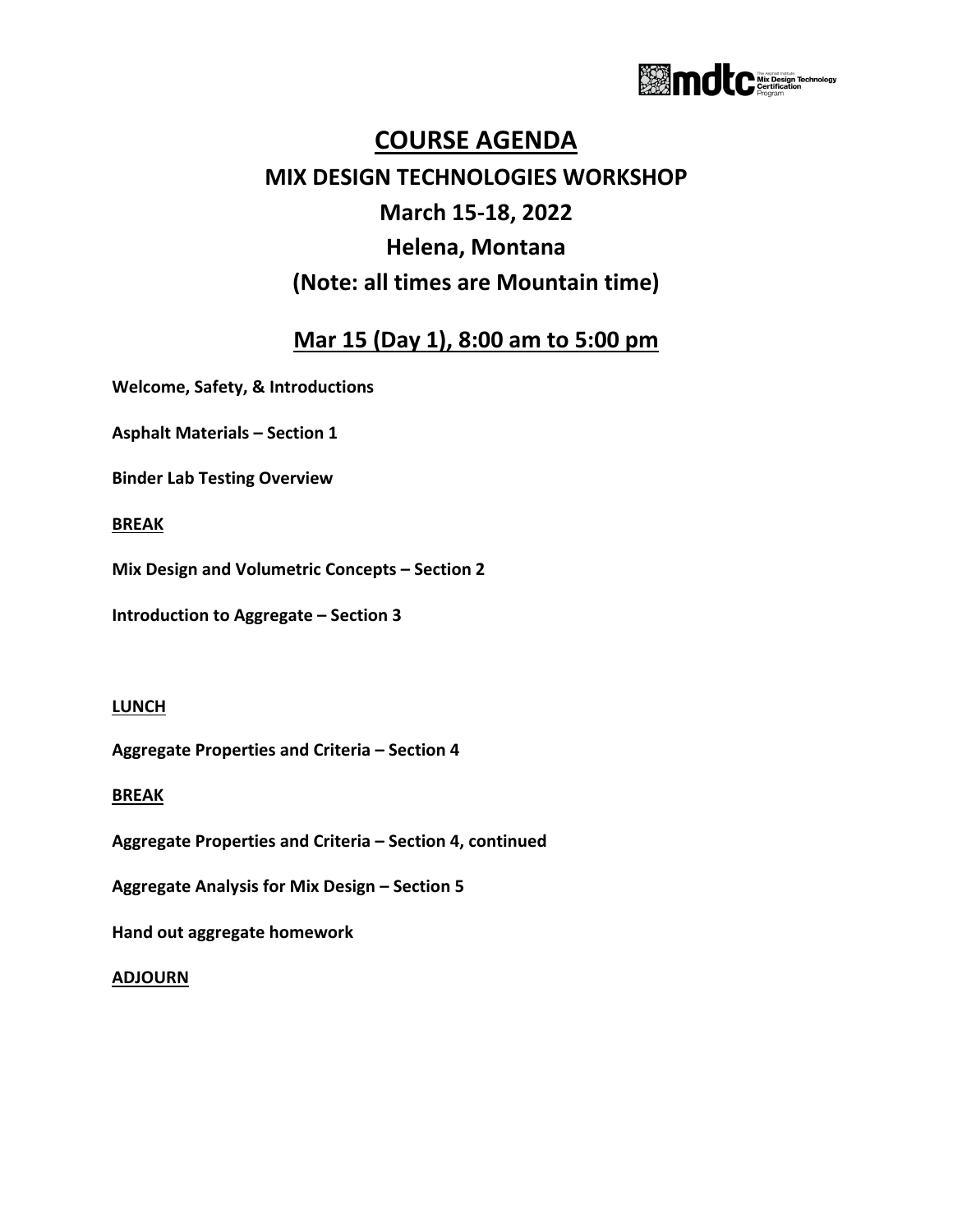# COURSE AGENDA

## MIX DESIGN TECHNOLOGIES WORKSHOP

## March 15-18, 2022

## Helena, Montana

## (Note: all times are Mountain time)

## Mar 15 (Day 1), 8:00 am to 5:00 pm

**Welcome, Safety, & Introductions**

**Asphalt Materials – Section 1**

**Binder Lab Testing Overview**

**BREAK**

**Mix Design and Volumetric Concepts – Section 2**

**Introduction to Aggregate – Section 3**

**LUNCH**

**Aggregate Properties and Criteria – Section 4**

**BREAK**

**Aggregate Properties and Criteria – Section 4, continued**

**Aggregate Analysis for Mix Design – Section 5**

**Hand out aggregate homework**

**ADJOURN**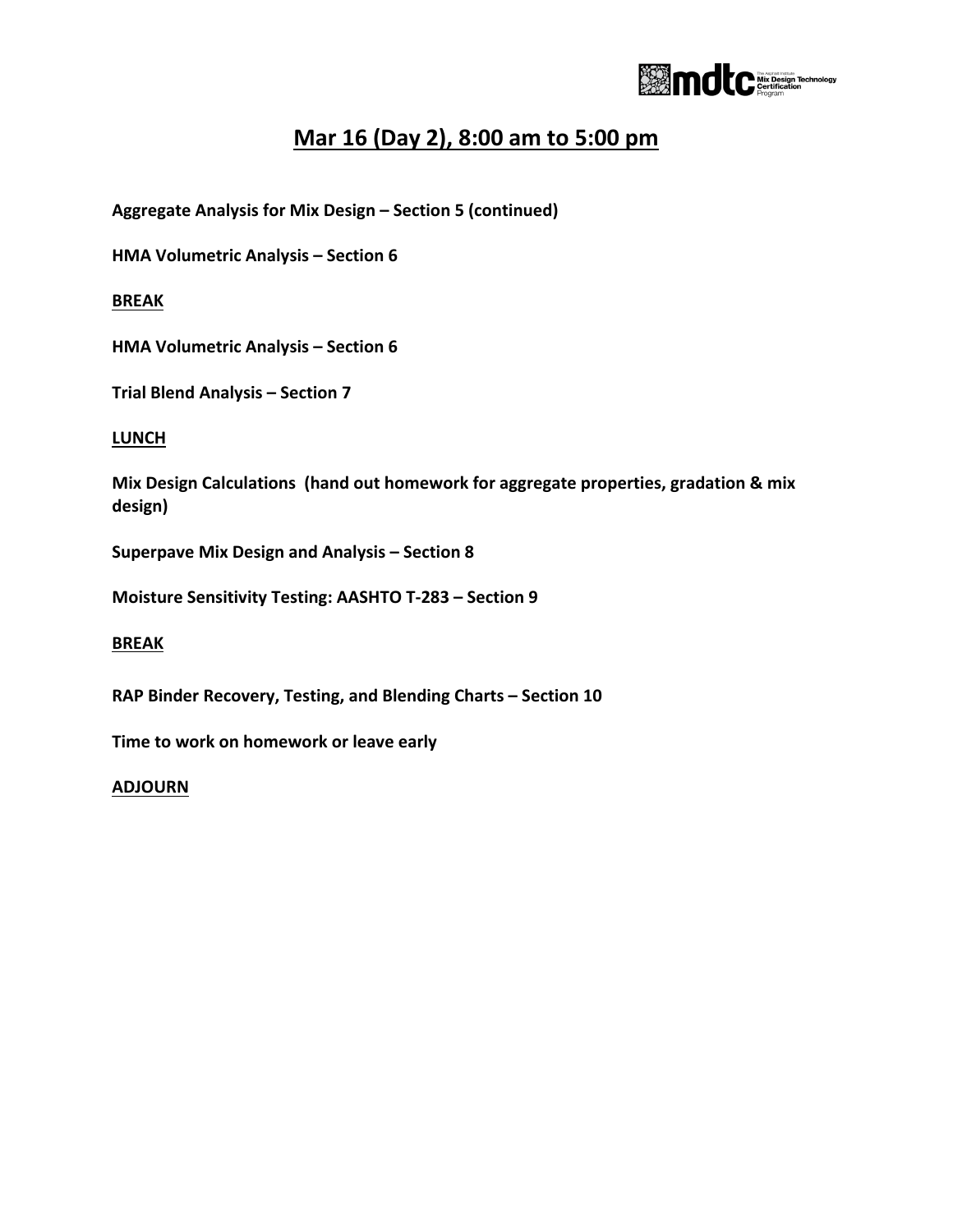# Mar 16 (Day 2), 8:00 am to 5:00 pm

**Aggregate Analysis for Mix Design – Section 5 (continued)**

**HMA Volumetric Analysis – Section 6**

**BREAK**

**HMA Volumetric Analysis – Section 6**

**Trial Blend Analysis – Section 7**

**LUNCH**

**Mix Design Calculations (hand out homework for aggregate properties, gradation & mix design)**

**Superpave Mix Design and Analysis – Section 8**

**Moisture Sensitivity Testing: AASHTO T-283 – Section 9**

**BREAK**

**RAP Binder Recovery, Testing, and Blending Charts – Section 10**

**Time to work on homework or leave early**

**ADJOURN**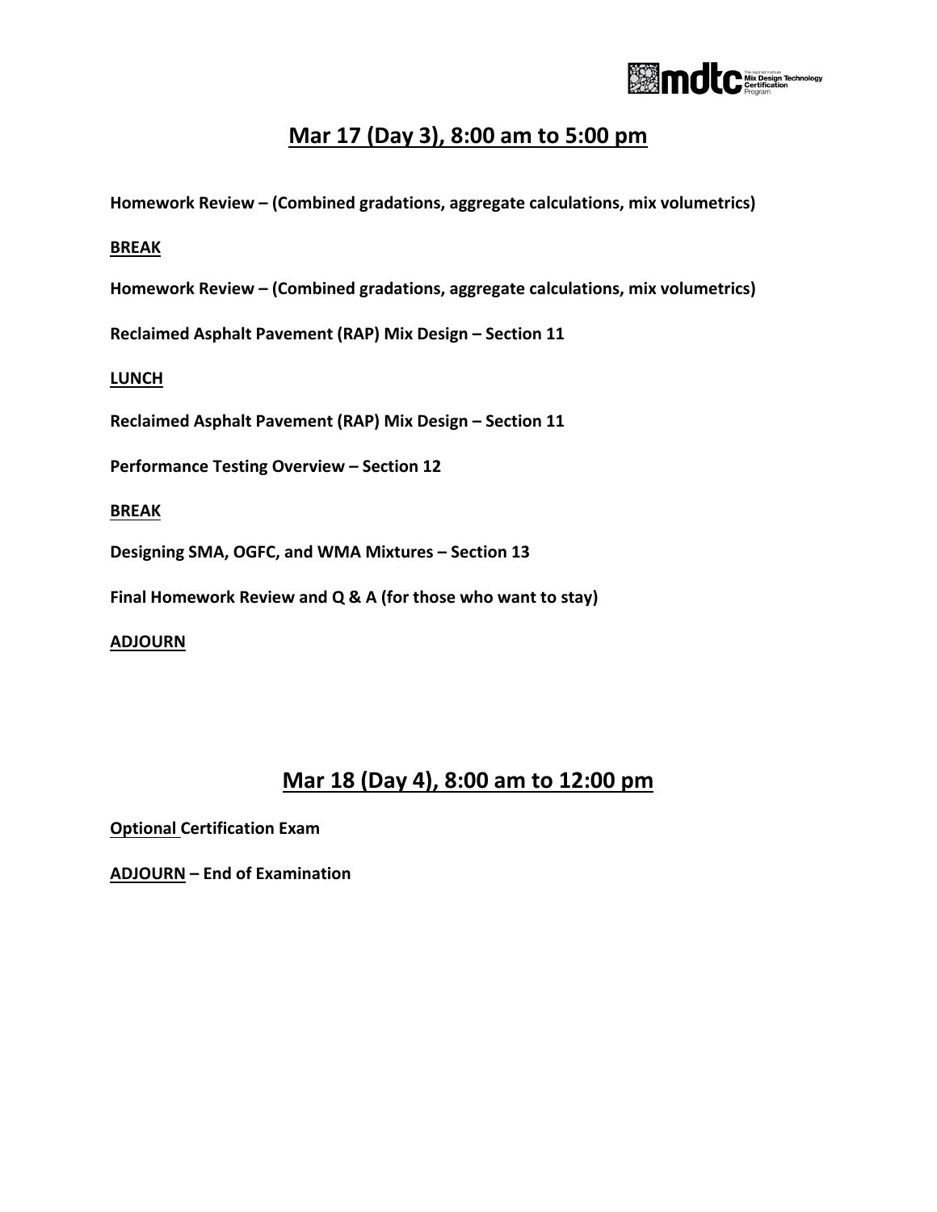## Mar 17 (Day 3), 8:00 am to 5:00 pm

**Homework Review – (Combined gradations, aggregate calculations, mix volumetrics)**

**BREAK**

**Homework Review – (Combined gradations, aggregate calculations, mix volumetrics)**

**Reclaimed Asphalt Pavement (RAP) Mix Design – Section 11**

**LUNCH**

**Reclaimed Asphalt Pavement (RAP) Mix Design – Section 11**

**Performance Testing Overview – Section 12**

**BREAK**

**Designing SMA, OGFC, and WMA Mixtures – Section 13**

**Final Homework Review and Q & A (for those who want to stay)**

**ADJOURN**

## Mar 18 (Day 4), 8:00 am to 12:00 pm

**Optional Certification Exam**

**ADJOURN – End of Examination**